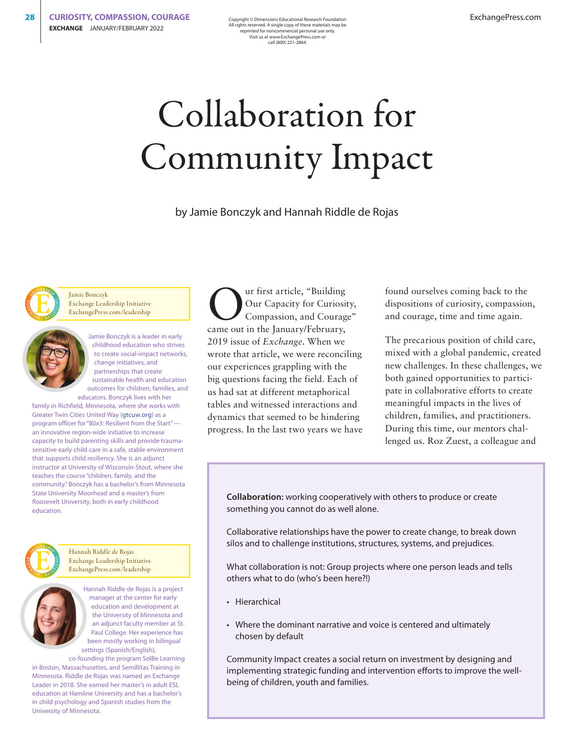# Collaboration for Community Impact

by Jamie Bonczyk and Hannah Riddle de Rojas

Jamie Bonczyk
Exchange Leadership Initiative
ExchangePress.com/leadership

Jamie Bonczyk is a leader in early childhood education who strives to create social-impact networks, change initiatives, and partnerships that create sustainable health and education outcomes for children, families, and educators. Bonczyk lives with her family in Richfield, Minnesota, where she works with Greater Twin Cities United Way (gtcuw.org) as a program officer for "80x3: Resilient from the Start" — an innovative region-wide initiative to increase capacity to build parenting skills and provide trauma-sensitive early child care in a safe, stable environment that supports child resiliency. She is an adjunct instructor at University of Wisconsin-Stout, where she teaches the course "children, family, and the community." Bonczyk has a bachelor's from Minnesota State University Moorhead and a master's from Roosevelt University, both in early childhood education.

Hannah Riddle de Rojas
Exchange Leadership Initiative
ExchangePress.com/leadership

Hannah Riddle de Rojas is a project manager at the center for early education and development at the University of Minnesota and an adjunct faculty member at St. Paul College. Her experience has been mostly working in bilingual settings (Spanish/English), co-founding the program SolBe Learning in Boston, Massachusettes, and Semillitas Training in Minnesota. Riddle de Rojas was named an Exchange Leader in 2018. She earned her master's in adult ESL education at Hamline University and has a bachelor's in child psychology and Spanish studies from the University of Minnesota.

Our first article, "Building Our Capacity for Curiosity, Compassion, and Courage" came out in the January/February, 2019 issue of *Exchange*. When we wrote that article, we were reconciling our experiences grappling with the big questions facing the field. Each of us had sat at different metaphorical tables and witnessed interactions and dynamics that seemed to be hindering progress. In the last two years we have found ourselves coming back to the dispositions of curiosity, compassion, and courage, time and time again.

The precarious position of child care, mixed with a global pandemic, created new challenges. In these challenges, we both gained opportunities to participate in collaborative efforts to create meaningful impacts in the lives of children, families, and practitioners. During this time, our mentors challenged us. Roz Zuest, a colleague and

> **Collaboration:** working cooperatively with others to produce or create something you cannot do as well alone.
>
> Collaborative relationships have the power to create change, to break down silos and to challenge institutions, structures, systems, and prejudices.
>
> What collaboration is not: Group projects where one person leads and tells others what to do (who's been here?!)
>
> - Hierarchical
> - Where the dominant narrative and voice is centered and ultimately chosen by default
>
> Community Impact creates a social return on investment by designing and implementing strategic funding and intervention efforts to improve the well-being of children, youth and families.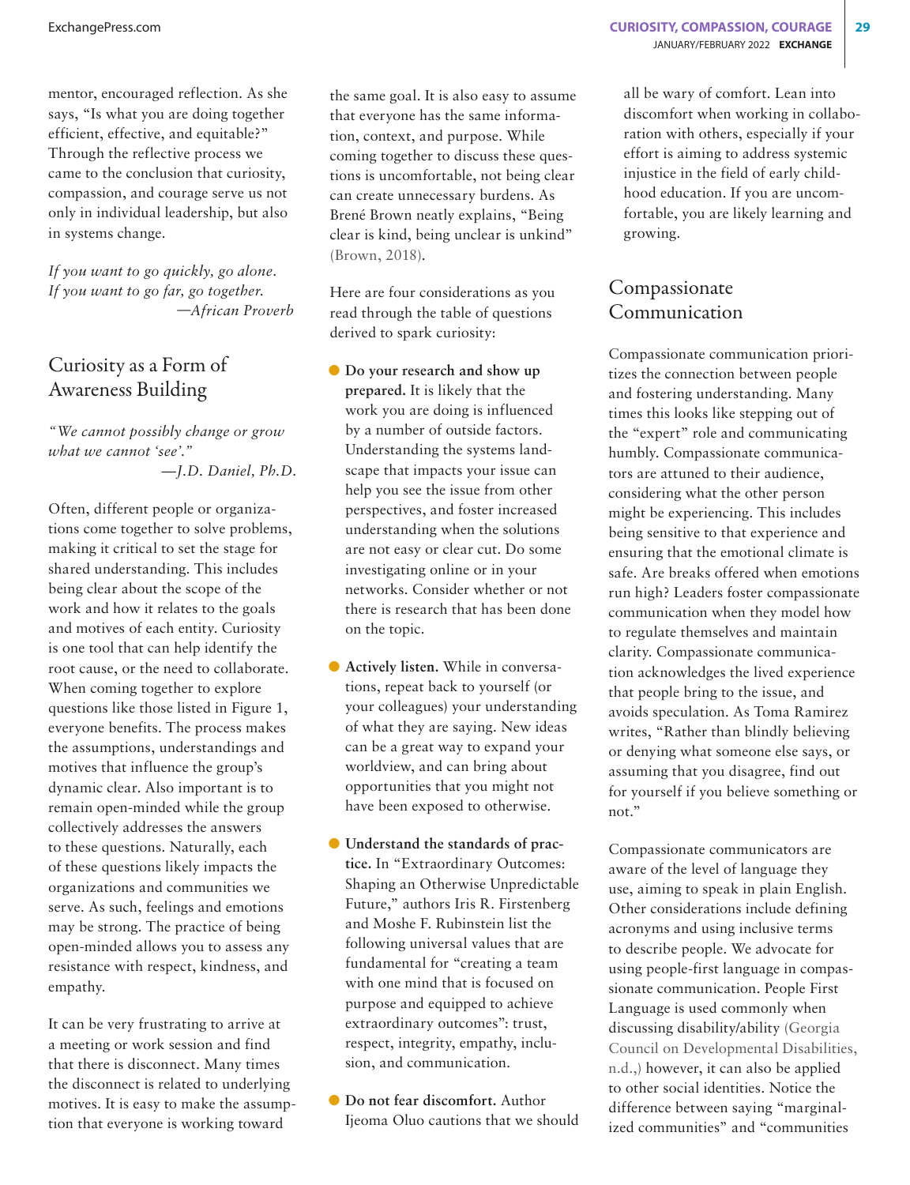mentor, encouraged reflection. As she says, "Is what you are doing together efficient, effective, and equitable?" Through the reflective process we came to the conclusion that curiosity, compassion, and courage serve us not only in individual leadership, but also in systems change.

*If you want to go quickly, go alone.*
*If you want to go far, go together.*
*—African Proverb*

## Curiosity as a Form of Awareness Building

*"We cannot possibly change or grow what we cannot 'see'."*
*—J.D. Daniel, Ph.D.*

Often, different people or organizations come together to solve problems, making it critical to set the stage for shared understanding. This includes being clear about the scope of the work and how it relates to the goals and motives of each entity. Curiosity is one tool that can help identify the root cause, or the need to collaborate. When coming together to explore questions like those listed in Figure 1, everyone benefits. The process makes the assumptions, understandings and motives that influence the group's dynamic clear. Also important is to remain open-minded while the group collectively addresses the answers to these questions. Naturally, each of these questions likely impacts the organizations and communities we serve. As such, feelings and emotions may be strong. The practice of being open-minded allows you to assess any resistance with respect, kindness, and empathy.

It can be very frustrating to arrive at a meeting or work session and find that there is disconnect. Many times the disconnect is related to underlying motives. It is easy to make the assumption that everyone is working toward the same goal. It is also easy to assume that everyone has the same information, context, and purpose. While coming together to discuss these questions is uncomfortable, not being clear can create unnecessary burdens. As Brené Brown neatly explains, "Being clear is kind, being unclear is unkind" (Brown, 2018).

Here are four considerations as you read through the table of questions derived to spark curiosity:

- **Do your research and show up prepared.** It is likely that the work you are doing is influenced by a number of outside factors. Understanding the systems landscape that impacts your issue can help you see the issue from other perspectives, and foster increased understanding when the solutions are not easy or clear cut. Do some investigating online or in your networks. Consider whether or not there is research that has been done on the topic.

- **Actively listen.** While in conversations, repeat back to yourself (or your colleagues) your understanding of what they are saying. New ideas can be a great way to expand your worldview, and can bring about opportunities that you might not have been exposed to otherwise.

- **Understand the standards of practice.** In "Extraordinary Outcomes: Shaping an Otherwise Unpredictable Future," authors Iris R. Firstenberg and Moshe F. Rubinstein list the following universal values that are fundamental for "creating a team with one mind that is focused on purpose and equipped to achieve extraordinary outcomes": trust, respect, integrity, empathy, inclusion, and communication.

- **Do not fear discomfort.** Author Ijeoma Oluo cautions that we should all be wary of comfort. Lean into discomfort when working in collaboration with others, especially if your effort is aiming to address systemic injustice in the field of early childhood education. If you are uncomfortable, you are likely learning and growing.

## Compassionate Communication

Compassionate communication prioritizes the connection between people and fostering understanding. Many times this looks like stepping out of the "expert" role and communicating humbly. Compassionate communicators are attuned to their audience, considering what the other person might be experiencing. This includes being sensitive to that experience and ensuring that the emotional climate is safe. Are breaks offered when emotions run high? Leaders foster compassionate communication when they model how to regulate themselves and maintain clarity. Compassionate communication acknowledges the lived experience that people bring to the issue, and avoids speculation. As Toma Ramirez writes, "Rather than blindly believing or denying what someone else says, or assuming that you disagree, find out for yourself if you believe something or not."

Compassionate communicators are aware of the level of language they use, aiming to speak in plain English. Other considerations include defining acronyms and using inclusive terms to describe people. We advocate for using people-first language in compassionate communication. People First Language is used commonly when discussing disability/ability (Georgia Council on Developmental Disabilities, n.d.,) however, it can also be applied to other social identities. Notice the difference between saying "marginalized communities" and "communities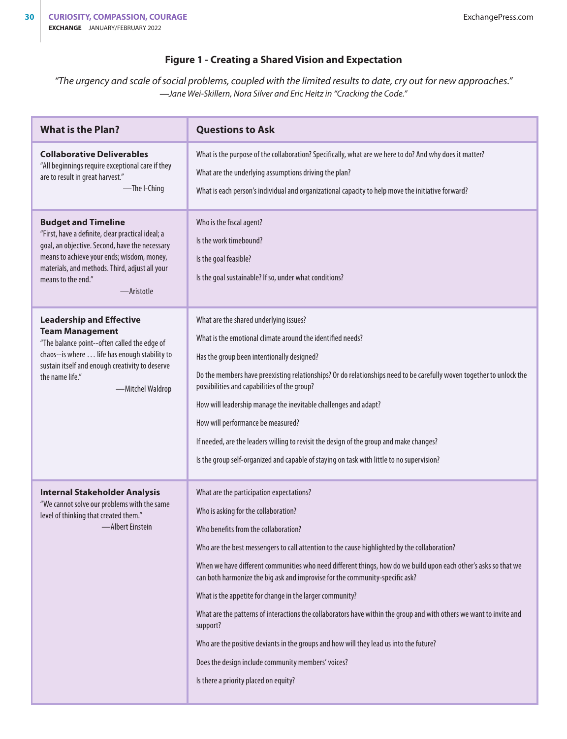### Figure 1 - Creating a Shared Vision and Expectation

*"The urgency and scale of social problems, coupled with the limited results to date, cry out for new approaches."*
*—Jane Wei-Skillern, Nora Silver and Eric Heitz in "Cracking the Code."*

| What is the Plan? | Questions to Ask |
|---|---|
| **Collaborative Deliverables** "All beginnings require exceptional care if they are to result in great harvest." —The I-Ching | What is the purpose of the collaboration? Specifically, what are we here to do? And why does it matter?<br><br>What are the underlying assumptions driving the plan?<br><br>What is each person's individual and organizational capacity to help move the initiative forward? |
| **Budget and Timeline** "First, have a definite, clear practical ideal; a goal, an objective. Second, have the necessary means to achieve your ends; wisdom, money, materials, and methods. Third, adjust all your means to the end." —Aristotle | Who is the fiscal agent?<br><br>Is the work timebound?<br><br>Is the goal feasible?<br><br>Is the goal sustainable? If so, under what conditions? |
| **Leadership and Effective Team Management** "The balance point--often called the edge of chaos--is where … life has enough stability to sustain itself and enough creativity to deserve the name life." —Mitchel Waldrop | What are the shared underlying issues?<br><br>What is the emotional climate around the identified needs?<br><br>Has the group been intentionally designed?<br><br>Do the members have preexisting relationships? Or do relationships need to be carefully woven together to unlock the possibilities and capabilities of the group?<br><br>How will leadership manage the inevitable challenges and adapt?<br><br>How will performance be measured?<br><br>If needed, are the leaders willing to revisit the design of the group and make changes?<br><br>Is the group self-organized and capable of staying on task with little to no supervision? |
| **Internal Stakeholder Analysis** "We cannot solve our problems with the same level of thinking that created them." —Albert Einstein | What are the participation expectations?<br><br>Who is asking for the collaboration?<br><br>Who benefits from the collaboration?<br><br>Who are the best messengers to call attention to the cause highlighted by the collaboration?<br><br>When we have different communities who need different things, how do we build upon each other's asks so that we can both harmonize the big ask and improvise for the community-specific ask?<br><br>What is the appetite for change in the larger community?<br><br>What are the patterns of interactions the collaborators have within the group and with others we want to invite and support?<br><br>Who are the positive deviants in the groups and how will they lead us into the future?<br><br>Does the design include community members' voices?<br><br>Is there a priority placed on equity? |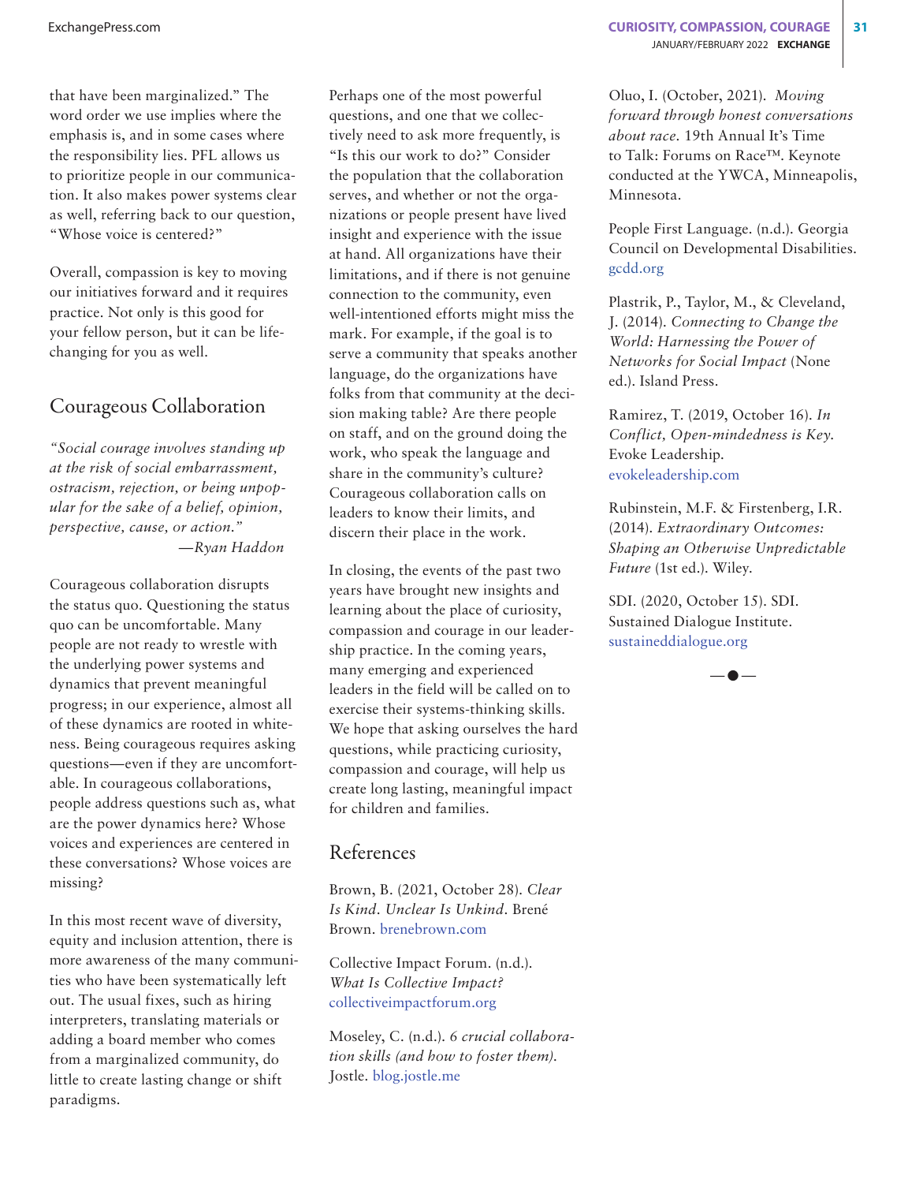that have been marginalized." The word order we use implies where the emphasis is, and in some cases where the responsibility lies. PFL allows us to prioritize people in our communication. It also makes power systems clear as well, referring back to our question, "Whose voice is centered?"

Overall, compassion is key to moving our initiatives forward and it requires practice. Not only is this good for your fellow person, but it can be life-changing for you as well.

## Courageous Collaboration

*"Social courage involves standing up at the risk of social embarrassment, ostracism, rejection, or being unpopular for the sake of a belief, opinion, perspective, cause, or action."*
*—Ryan Haddon*

Courageous collaboration disrupts the status quo. Questioning the status quo can be uncomfortable. Many people are not ready to wrestle with the underlying power systems and dynamics that prevent meaningful progress; in our experience, almost all of these dynamics are rooted in whiteness. Being courageous requires asking questions—even if they are uncomfortable. In courageous collaborations, people address questions such as, what are the power dynamics here? Whose voices and experiences are centered in these conversations? Whose voices are missing?

In this most recent wave of diversity, equity and inclusion attention, there is more awareness of the many communities who have been systematically left out. The usual fixes, such as hiring interpreters, translating materials or adding a board member who comes from a marginalized community, do little to create lasting change or shift paradigms.

Perhaps one of the most powerful questions, and one that we collectively need to ask more frequently, is "Is this our work to do?" Consider the population that the collaboration serves, and whether or not the organizations or people present have lived insight and experience with the issue at hand. All organizations have their limitations, and if there is not genuine connection to the community, even well-intentioned efforts might miss the mark. For example, if the goal is to serve a community that speaks another language, do the organizations have folks from that community at the decision making table? Are there people on staff, and on the ground doing the work, who speak the language and share in the community's culture? Courageous collaboration calls on leaders to know their limits, and discern their place in the work.

In closing, the events of the past two years have brought new insights and learning about the place of curiosity, compassion and courage in our leadership practice. In the coming years, many emerging and experienced leaders in the field will be called on to exercise their systems-thinking skills. We hope that asking ourselves the hard questions, while practicing curiosity, compassion and courage, will help us create long lasting, meaningful impact for children and families.

## References

Brown, B. (2021, October 28). *Clear Is Kind. Unclear Is Unkind*. Brené Brown. brenebrown.com

Collective Impact Forum. (n.d.). *What Is Collective Impact?* collectiveimpactforum.org

Moseley, C. (n.d.). *6 crucial collaboration skills (and how to foster them).* Jostle. blog.jostle.me

Oluo, I. (October, 2021). *Moving forward through honest conversations about race.* 19th Annual It's Time to Talk: Forums on Race™. Keynote conducted at the YWCA, Minneapolis, Minnesota.

People First Language. (n.d.). Georgia Council on Developmental Disabilities. gcdd.org

Plastrik, P., Taylor, M., & Cleveland, J. (2014). *Connecting to Change the World: Harnessing the Power of Networks for Social Impact* (None ed.). Island Press.

Ramirez, T. (2019, October 16). *In Conflict, Open-mindedness is Key.* Evoke Leadership. evokeleadership.com

Rubinstein, M.F. & Firstenberg, I.R. (2014). *Extraordinary Outcomes: Shaping an Otherwise Unpredictable Future* (1st ed.). Wiley.

SDI. (2020, October 15). SDI. Sustained Dialogue Institute. sustaineddialogue.org